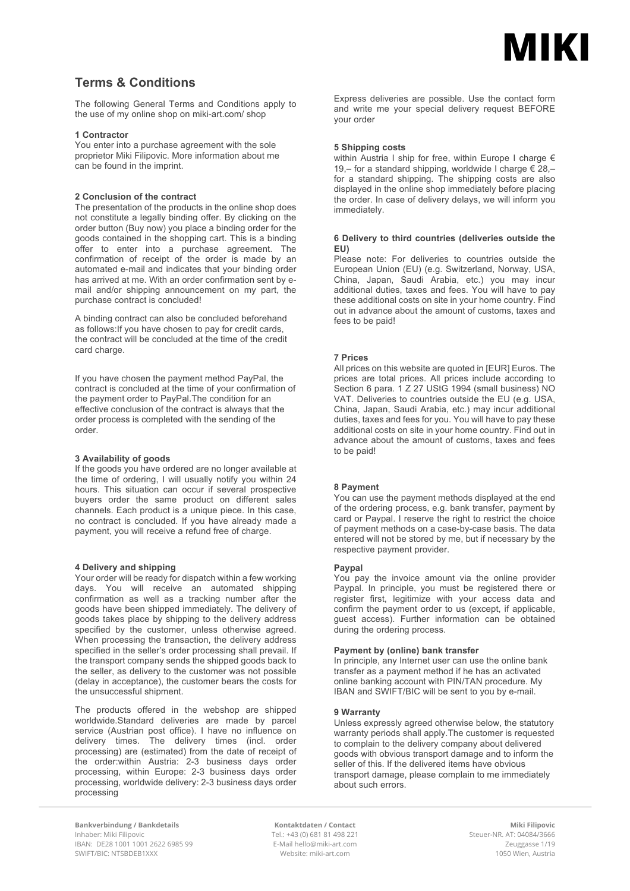# Terms & Conditions

The following General Terms and Conditions apply to the use of my online shop on miki-art.com/ shop

**1 Contractor**

You enter into a purchase agreement with the sole proprietor Miki Filipovic. More information about me can be found in the imprint.

**2 Conclusion of the contract**

The presentation of the products in the online shop does not constitute a legally binding offer. By clicking on the order button (Buy now) you place a binding order for the goods contained in the shopping cart. This is a binding offer to enter into a purchase agreement. The confirmation of receipt of the order is made by an automated e-mail and indicates that your binding order has arrived at me. With an order confirmation sent by e-mail and/or shipping announcement on my part, the purchase contract is concluded!

A binding contract can also be concluded beforehand as follows:If you have chosen to pay for credit cards, the contract will be concluded at the time of the credit card charge.

If you have chosen the payment method PayPal, the contract is concluded at the time of your confirmation of the payment order to PayPal.The condition for an effective conclusion of the contract is always that the order process is completed with the sending of the order.

**3 Availability of goods**

If the goods you have ordered are no longer available at the time of ordering, I will usually notify you within 24 hours. This situation can occur if several prospective buyers order the same product on different sales channels. Each product is a unique piece. In this case, no contract is concluded. If you have already made a payment, you will receive a refund free of charge.

**4 Delivery and shipping**

Your order will be ready for dispatch within a few working days. You will receive an automated shipping confirmation as well as a tracking number after the goods have been shipped immediately. The delivery of goods takes place by shipping to the delivery address specified by the customer, unless otherwise agreed. When processing the transaction, the delivery address specified in the seller's order processing shall prevail. If the transport company sends the shipped goods back to the seller, as delivery to the customer was not possible (delay in acceptance), the customer bears the costs for the unsuccessful shipment.

The products offered in the webshop are shipped worldwide.Standard deliveries are made by parcel service (Austrian post office). I have no influence on delivery times. The delivery times (incl. order processing) are (estimated) from the date of receipt of the order:within Austria: 2-3 business days order processing, within Europe: 2-3 business days order processing, worldwide delivery: 2-3 business days order processing

Express deliveries are possible. Use the contact form and write me your special delivery request BEFORE your order

**5 Shipping costs**

within Austria I ship for free, within Europe I charge € 19,– for a standard shipping, worldwide I charge € 28,– for a standard shipping. The shipping costs are also displayed in the online shop immediately before placing the order. In case of delivery delays, we will inform you immediately.

**6 Delivery to third countries (deliveries outside the EU)**

Please note: For deliveries to countries outside the European Union (EU) (e.g. Switzerland, Norway, USA, China, Japan, Saudi Arabia, etc.) you may incur additional duties, taxes and fees. You will have to pay these additional costs on site in your home country. Find out in advance about the amount of customs, taxes and fees to be paid!

**7 Prices**

All prices on this website are quoted in [EUR] Euros. The prices are total prices. All prices include according to Section 6 para. 1 Z 27 UStG 1994 (small business) NO VAT. Deliveries to countries outside the EU (e.g. USA, China, Japan, Saudi Arabia, etc.) may incur additional duties, taxes and fees for you. You will have to pay these additional costs on site in your home country. Find out in advance about the amount of customs, taxes and fees to be paid!

**8 Payment**

You can use the payment methods displayed at the end of the ordering process, e.g. bank transfer, payment by card or Paypal. I reserve the right to restrict the choice of payment methods on a case-by-case basis. The data entered will not be stored by me, but if necessary by the respective payment provider.

**Paypal**

You pay the invoice amount via the online provider Paypal. In principle, you must be registered there or register first, legitimize with your access data and confirm the payment order to us (except, if applicable, guest access). Further information can be obtained during the ordering process.

**Payment by (online) bank transfer**

In principle, any Internet user can use the online bank transfer as a payment method if he has an activated online banking account with PIN/TAN procedure. My IBAN and SWIFT/BIC will be sent to you by e-mail.

**9 Warranty**

Unless expressly agreed otherwise below, the statutory warranty periods shall apply.The customer is requested to complain to the delivery company about delivered goods with obvious transport damage and to inform the seller of this. If the delivered items have obvious transport damage, please complain to me immediately about such errors.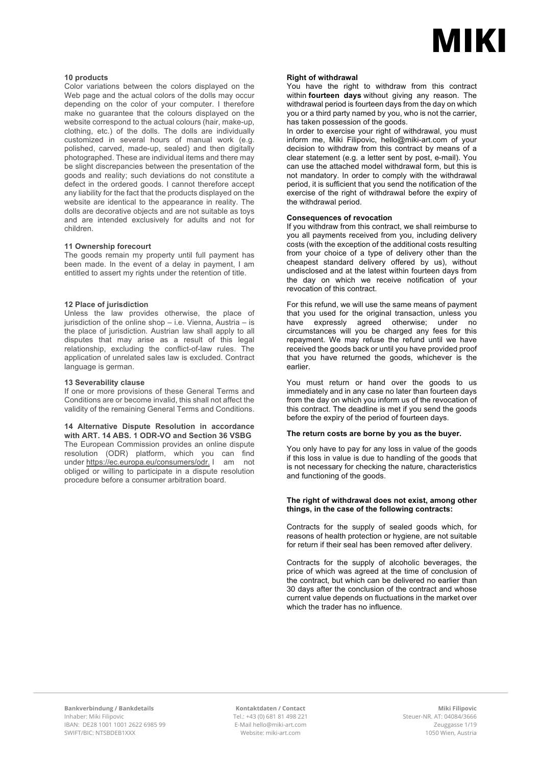### 10 products

Color variations between the colors displayed on the Web page and the actual colors of the dolls may occur depending on the color of your computer. I therefore make no guarantee that the colours displayed on the website correspond to the actual colours (hair, make-up, clothing, etc.) of the dolls. The dolls are individually customized in several hours of manual work (e.g. polished, carved, made-up, sealed) and then digitally photographed. These are individual items and there may be slight discrepancies between the presentation of the goods and reality; such deviations do not constitute a defect in the ordered goods. I cannot therefore accept any liability for the fact that the products displayed on the website are identical to the appearance in reality. The dolls are decorative objects and are not suitable as toys and are intended exclusively for adults and not for children.

### 11 Ownership forecourt

The goods remain my property until full payment has been made. In the event of a delay in payment, I am entitled to assert my rights under the retention of title.

### 12 Place of jurisdiction

Unless the law provides otherwise, the place of jurisdiction of the online shop – i.e. Vienna, Austria – is the place of jurisdiction. Austrian law shall apply to all disputes that may arise as a result of this legal relationship, excluding the conflict-of-law rules. The application of unrelated sales law is excluded. Contract language is german.

### 13 Severability clause

If one or more provisions of these General Terms and Conditions are or become invalid, this shall not affect the validity of the remaining General Terms and Conditions.

### 14 Alternative Dispute Resolution in accordance with ART. 14 ABS. 1 ODR-VO and Section 36 VSBG

The European Commission provides an online dispute resolution (ODR) platform, which you can find under https://ec.europa.eu/consumers/odr. I am not obliged or willing to participate in a dispute resolution procedure before a consumer arbitration board.

### Right of withdrawal

You have the right to withdraw from this contract within **fourteen days** without giving any reason. The withdrawal period is fourteen days from the day on which you or a third party named by you, who is not the carrier, has taken possession of the goods.

In order to exercise your right of withdrawal, you must inform me, Miki Filipovic, hello@miki-art.com of your decision to withdraw from this contract by means of a clear statement (e.g. a letter sent by post, e-mail). You can use the attached model withdrawal form, but this is not mandatory. In order to comply with the withdrawal period, it is sufficient that you send the notification of the exercise of the right of withdrawal before the expiry of the withdrawal period.

### Consequences of revocation

If you withdraw from this contract, we shall reimburse to you all payments received from you, including delivery costs (with the exception of the additional costs resulting from your choice of a type of delivery other than the cheapest standard delivery offered by us), without undisclosed and at the latest within fourteen days from the day on which we receive notification of your revocation of this contract.

For this refund, we will use the same means of payment that you used for the original transaction, unless you have expressly agreed otherwise; under no circumstances will you be charged any fees for this repayment. We may refuse the refund until we have received the goods back or until you have provided proof that you have returned the goods, whichever is the earlier.

You must return or hand over the goods to us immediately and in any case no later than fourteen days from the day on which you inform us of the revocation of this contract. The deadline is met if you send the goods before the expiry of the period of fourteen days.

**The return costs are borne by you as the buyer.**

You only have to pay for any loss in value of the goods if this loss in value is due to handling of the goods that is not necessary for checking the nature, characteristics and functioning of the goods.

**The right of withdrawal does not exist, among other things, in the case of the following contracts:**

Contracts for the supply of sealed goods which, for reasons of health protection or hygiene, are not suitable for return if their seal has been removed after delivery.

Contracts for the supply of alcoholic beverages, the price of which was agreed at the time of conclusion of the contract, but which can be delivered no earlier than 30 days after the conclusion of the contract and whose current value depends on fluctuations in the market over which the trader has no influence.